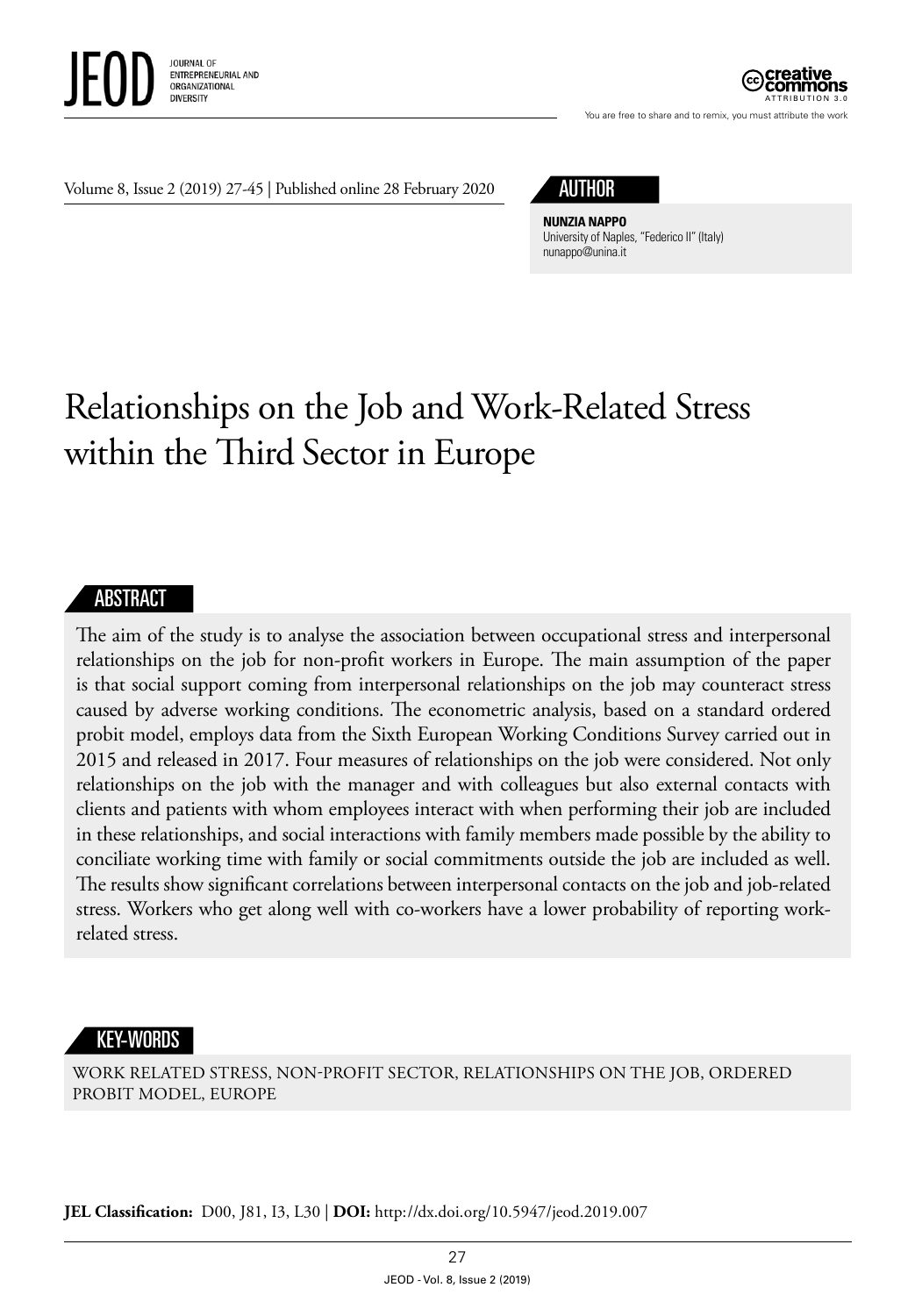Volume 8, Issue 2 (2019) 27-45 | Published online 28 February 2020

## AUTHOR

**NUNZIA NAPPO**
University of Naples, "Federico II" (Italy)
nunappo@unina.it

# Relationships on the Job and Work-Related Stress within the Third Sector in Europe

## ABSTRACT

The aim of the study is to analyse the association between occupational stress and interpersonal relationships on the job for non-profit workers in Europe. The main assumption of the paper is that social support coming from interpersonal relationships on the job may counteract stress caused by adverse working conditions. The econometric analysis, based on a standard ordered probit model, employs data from the Sixth European Working Conditions Survey carried out in 2015 and released in 2017. Four measures of relationships on the job were considered. Not only relationships on the job with the manager and with colleagues but also external contacts with clients and patients with whom employees interact with when performing their job are included in these relationships, and social interactions with family members made possible by the ability to conciliate working time with family or social commitments outside the job are included as well. The results show significant correlations between interpersonal contacts on the job and job-related stress. Workers who get along well with co-workers have a lower probability of reporting work-related stress.

## KEY-WORDS

WORK RELATED STRESS, NON-PROFIT SECTOR, RELATIONSHIPS ON THE JOB, ORDERED PROBIT MODEL, EUROPE

**JEL Classification:** D00, J81, I3, L30 | **DOI:** http://dx.doi.org/10.5947/jeod.2019.007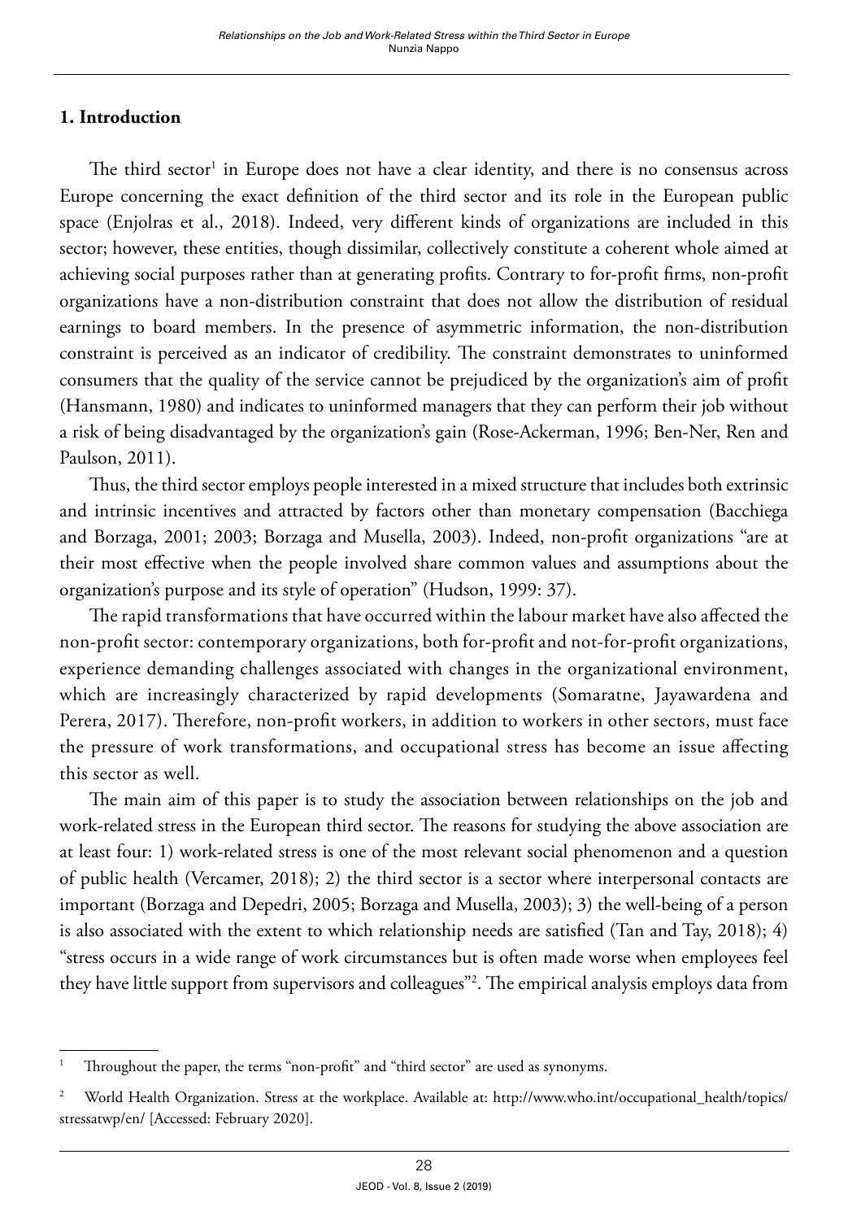## 1. Introduction

The third sector[1] in Europe does not have a clear identity, and there is no consensus across Europe concerning the exact definition of the third sector and its role in the European public space (Enjolras et al., 2018). Indeed, very different kinds of organizations are included in this sector; however, these entities, though dissimilar, collectively constitute a coherent whole aimed at achieving social purposes rather than at generating profits. Contrary to for-profit firms, non-profit organizations have a non-distribution constraint that does not allow the distribution of residual earnings to board members. In the presence of asymmetric information, the non-distribution constraint is perceived as an indicator of credibility. The constraint demonstrates to uninformed consumers that the quality of the service cannot be prejudiced by the organization's aim of profit (Hansmann, 1980) and indicates to uninformed managers that they can perform their job without a risk of being disadvantaged by the organization's gain (Rose-Ackerman, 1996; Ben-Ner, Ren and Paulson, 2011).

Thus, the third sector employs people interested in a mixed structure that includes both extrinsic and intrinsic incentives and attracted by factors other than monetary compensation (Bacchiega and Borzaga, 2001; 2003; Borzaga and Musella, 2003). Indeed, non-profit organizations "are at their most effective when the people involved share common values and assumptions about the organization's purpose and its style of operation" (Hudson, 1999: 37).

The rapid transformations that have occurred within the labour market have also affected the non-profit sector: contemporary organizations, both for-profit and not-for-profit organizations, experience demanding challenges associated with changes in the organizational environment, which are increasingly characterized by rapid developments (Somaratne, Jayawardena and Perera, 2017). Therefore, non-profit workers, in addition to workers in other sectors, must face the pressure of work transformations, and occupational stress has become an issue affecting this sector as well.

The main aim of this paper is to study the association between relationships on the job and work-related stress in the European third sector. The reasons for studying the above association are at least four: 1) work-related stress is one of the most relevant social phenomenon and a question of public health (Vercamer, 2018); 2) the third sector is a sector where interpersonal contacts are important (Borzaga and Depedri, 2005; Borzaga and Musella, 2003); 3) the well-being of a person is also associated with the extent to which relationship needs are satisfied (Tan and Tay, 2018); 4) "stress occurs in a wide range of work circumstances but is often made worse when employees feel they have little support from supervisors and colleagues"[2]. The empirical analysis employs data from

---

[1] Throughout the paper, the terms "non-profit" and "third sector" are used as synonyms.

[2] World Health Organization. Stress at the workplace. Available at: http://www.who.int/occupational_health/topics/stressatwp/en/ [Accessed: February 2020].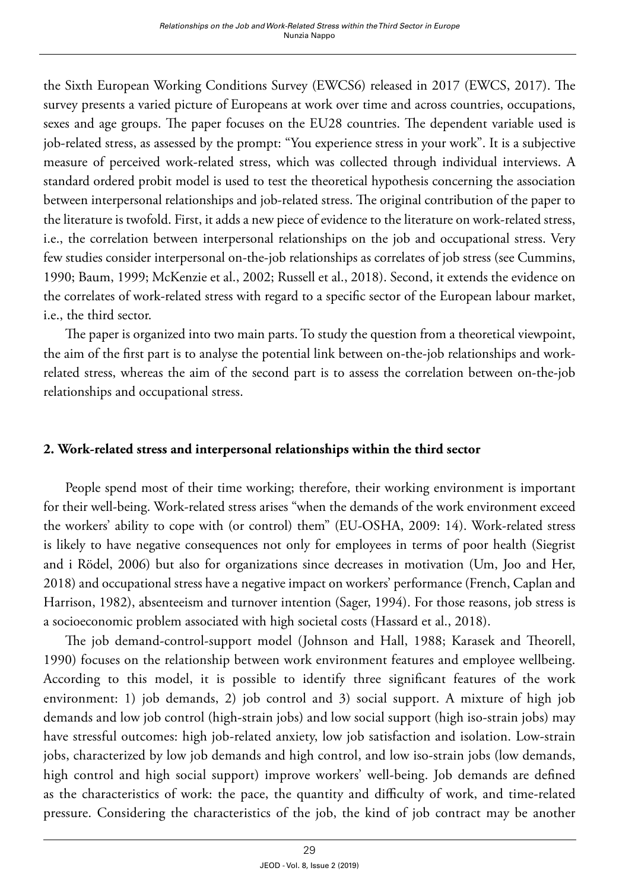the Sixth European Working Conditions Survey (EWCS6) released in 2017 (EWCS, 2017). The survey presents a varied picture of Europeans at work over time and across countries, occupations, sexes and age groups. The paper focuses on the EU28 countries. The dependent variable used is job-related stress, as assessed by the prompt: "You experience stress in your work". It is a subjective measure of perceived work-related stress, which was collected through individual interviews. A standard ordered probit model is used to test the theoretical hypothesis concerning the association between interpersonal relationships and job-related stress. The original contribution of the paper to the literature is twofold. First, it adds a new piece of evidence to the literature on work-related stress, i.e., the correlation between interpersonal relationships on the job and occupational stress. Very few studies consider interpersonal on-the-job relationships as correlates of job stress (see Cummins, 1990; Baum, 1999; McKenzie et al., 2002; Russell et al., 2018). Second, it extends the evidence on the correlates of work-related stress with regard to a specific sector of the European labour market, i.e., the third sector.

The paper is organized into two main parts. To study the question from a theoretical viewpoint, the aim of the first part is to analyse the potential link between on-the-job relationships and work-related stress, whereas the aim of the second part is to assess the correlation between on-the-job relationships and occupational stress.

## 2. Work-related stress and interpersonal relationships within the third sector

People spend most of their time working; therefore, their working environment is important for their well-being. Work-related stress arises "when the demands of the work environment exceed the workers' ability to cope with (or control) them" (EU-OSHA, 2009: 14). Work-related stress is likely to have negative consequences not only for employees in terms of poor health (Siegrist and i Rödel, 2006) but also for organizations since decreases in motivation (Um, Joo and Her, 2018) and occupational stress have a negative impact on workers' performance (French, Caplan and Harrison, 1982), absenteeism and turnover intention (Sager, 1994). For those reasons, job stress is a socioeconomic problem associated with high societal costs (Hassard et al., 2018).

The job demand-control-support model (Johnson and Hall, 1988; Karasek and Theorell, 1990) focuses on the relationship between work environment features and employee wellbeing. According to this model, it is possible to identify three significant features of the work environment: 1) job demands, 2) job control and 3) social support. A mixture of high job demands and low job control (high-strain jobs) and low social support (high iso-strain jobs) may have stressful outcomes: high job-related anxiety, low job satisfaction and isolation. Low-strain jobs, characterized by low job demands and high control, and low iso-strain jobs (low demands, high control and high social support) improve workers' well-being. Job demands are defined as the characteristics of work: the pace, the quantity and difficulty of work, and time-related pressure. Considering the characteristics of the job, the kind of job contract may be another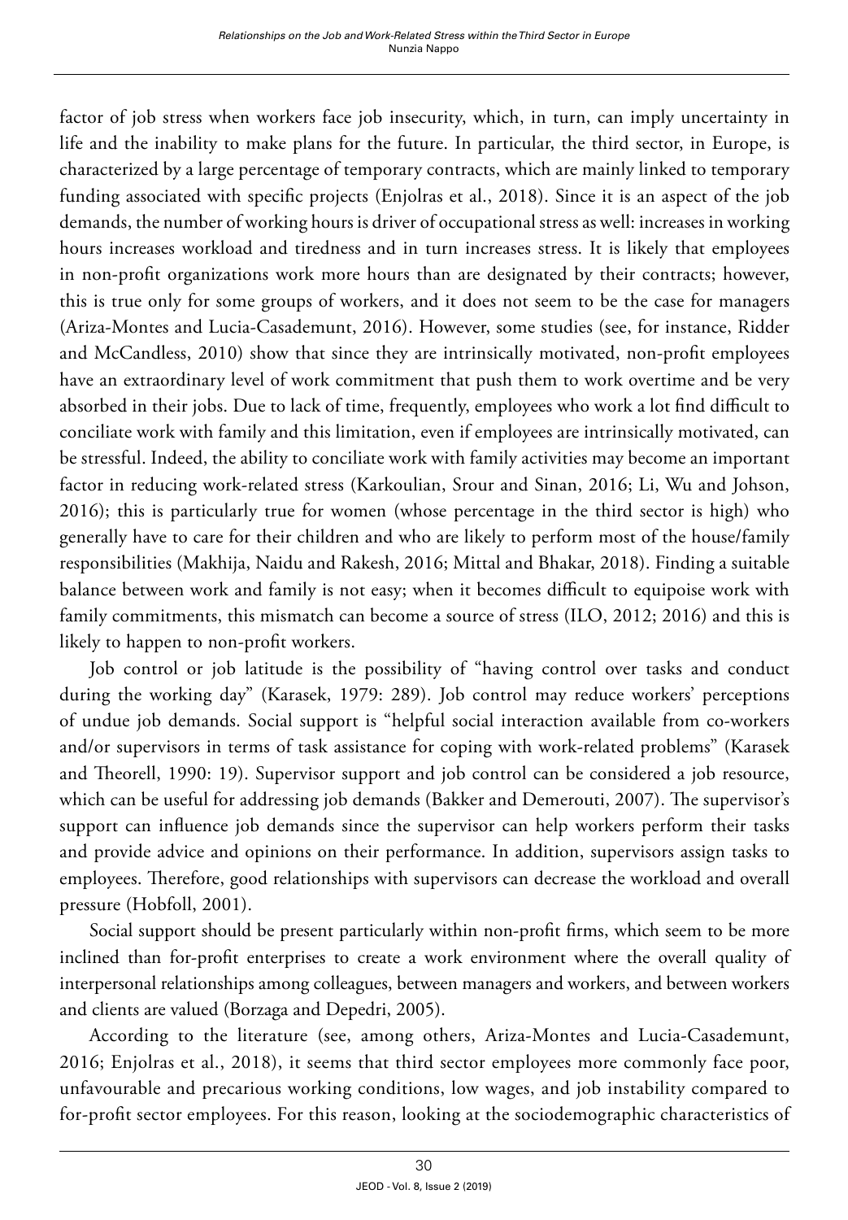factor of job stress when workers face job insecurity, which, in turn, can imply uncertainty in life and the inability to make plans for the future. In particular, the third sector, in Europe, is characterized by a large percentage of temporary contracts, which are mainly linked to temporary funding associated with specific projects (Enjolras et al., 2018). Since it is an aspect of the job demands, the number of working hours is driver of occupational stress as well: increases in working hours increases workload and tiredness and in turn increases stress. It is likely that employees in non-profit organizations work more hours than are designated by their contracts; however, this is true only for some groups of workers, and it does not seem to be the case for managers (Ariza-Montes and Lucia-Casademunt, 2016). However, some studies (see, for instance, Ridder and McCandless, 2010) show that since they are intrinsically motivated, non-profit employees have an extraordinary level of work commitment that push them to work overtime and be very absorbed in their jobs. Due to lack of time, frequently, employees who work a lot find difficult to conciliate work with family and this limitation, even if employees are intrinsically motivated, can be stressful. Indeed, the ability to conciliate work with family activities may become an important factor in reducing work-related stress (Karkoulian, Srour and Sinan, 2016; Li, Wu and Johson, 2016); this is particularly true for women (whose percentage in the third sector is high) who generally have to care for their children and who are likely to perform most of the house/family responsibilities (Makhija, Naidu and Rakesh, 2016; Mittal and Bhakar, 2018). Finding a suitable balance between work and family is not easy; when it becomes difficult to equipoise work with family commitments, this mismatch can become a source of stress (ILO, 2012; 2016) and this is likely to happen to non-profit workers.

Job control or job latitude is the possibility of "having control over tasks and conduct during the working day" (Karasek, 1979: 289). Job control may reduce workers' perceptions of undue job demands. Social support is "helpful social interaction available from co-workers and/or supervisors in terms of task assistance for coping with work-related problems" (Karasek and Theorell, 1990: 19). Supervisor support and job control can be considered a job resource, which can be useful for addressing job demands (Bakker and Demerouti, 2007). The supervisor's support can influence job demands since the supervisor can help workers perform their tasks and provide advice and opinions on their performance. In addition, supervisors assign tasks to employees. Therefore, good relationships with supervisors can decrease the workload and overall pressure (Hobfoll, 2001).

Social support should be present particularly within non-profit firms, which seem to be more inclined than for-profit enterprises to create a work environment where the overall quality of interpersonal relationships among colleagues, between managers and workers, and between workers and clients are valued (Borzaga and Depedri, 2005).

According to the literature (see, among others, Ariza-Montes and Lucia-Casademunt, 2016; Enjolras et al., 2018), it seems that third sector employees more commonly face poor, unfavourable and precarious working conditions, low wages, and job instability compared to for-profit sector employees. For this reason, looking at the sociodemographic characteristics of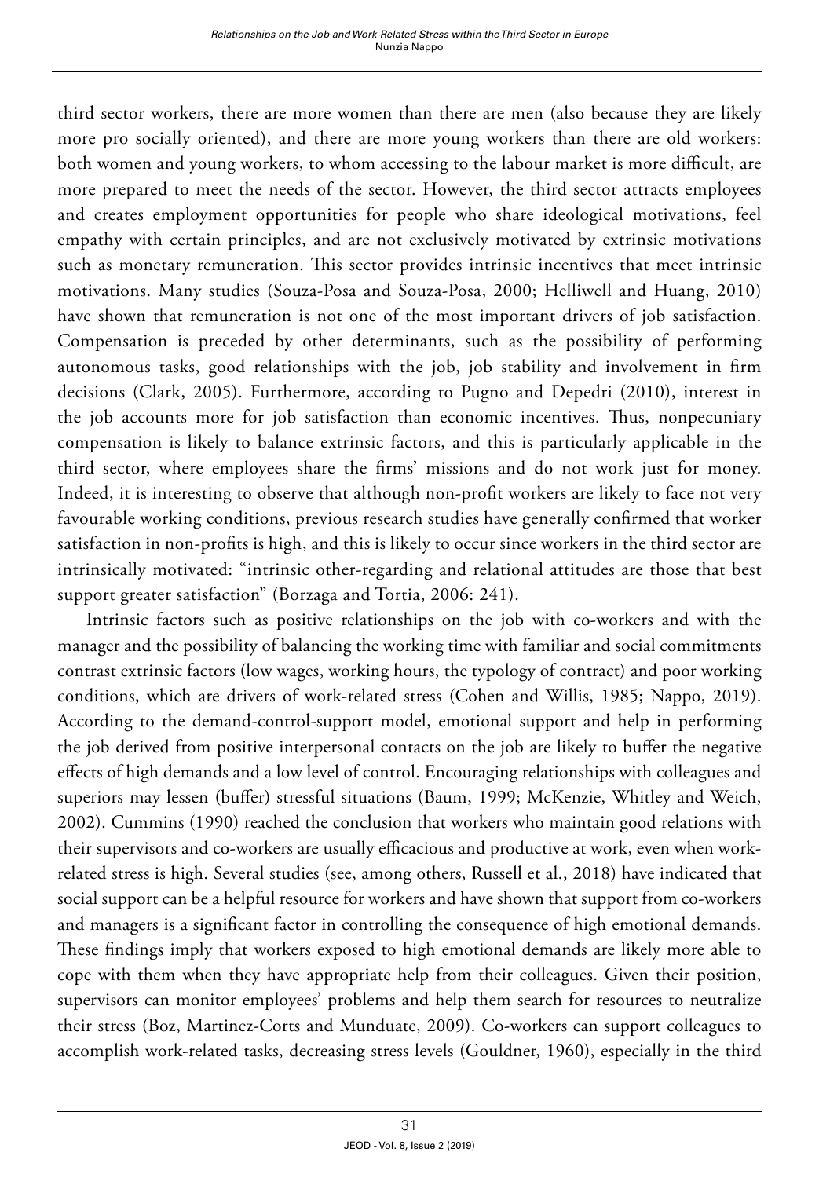third sector workers, there are more women than there are men (also because they are likely more pro socially oriented), and there are more young workers than there are old workers: both women and young workers, to whom accessing to the labour market is more difficult, are more prepared to meet the needs of the sector. However, the third sector attracts employees and creates employment opportunities for people who share ideological motivations, feel empathy with certain principles, and are not exclusively motivated by extrinsic motivations such as monetary remuneration. This sector provides intrinsic incentives that meet intrinsic motivations. Many studies (Souza-Posa and Souza-Posa, 2000; Helliwell and Huang, 2010) have shown that remuneration is not one of the most important drivers of job satisfaction. Compensation is preceded by other determinants, such as the possibility of performing autonomous tasks, good relationships with the job, job stability and involvement in firm decisions (Clark, 2005). Furthermore, according to Pugno and Depedri (2010), interest in the job accounts more for job satisfaction than economic incentives. Thus, nonpecuniary compensation is likely to balance extrinsic factors, and this is particularly applicable in the third sector, where employees share the firms' missions and do not work just for money. Indeed, it is interesting to observe that although non-profit workers are likely to face not very favourable working conditions, previous research studies have generally confirmed that worker satisfaction in non-profits is high, and this is likely to occur since workers in the third sector are intrinsically motivated: "intrinsic other-regarding and relational attitudes are those that best support greater satisfaction" (Borzaga and Tortia, 2006: 241).

Intrinsic factors such as positive relationships on the job with co-workers and with the manager and the possibility of balancing the working time with familiar and social commitments contrast extrinsic factors (low wages, working hours, the typology of contract) and poor working conditions, which are drivers of work-related stress (Cohen and Willis, 1985; Nappo, 2019). According to the demand-control-support model, emotional support and help in performing the job derived from positive interpersonal contacts on the job are likely to buffer the negative effects of high demands and a low level of control. Encouraging relationships with colleagues and superiors may lessen (buffer) stressful situations (Baum, 1999; McKenzie, Whitley and Weich, 2002). Cummins (1990) reached the conclusion that workers who maintain good relations with their supervisors and co-workers are usually efficacious and productive at work, even when work-related stress is high. Several studies (see, among others, Russell et al., 2018) have indicated that social support can be a helpful resource for workers and have shown that support from co-workers and managers is a significant factor in controlling the consequence of high emotional demands. These findings imply that workers exposed to high emotional demands are likely more able to cope with them when they have appropriate help from their colleagues. Given their position, supervisors can monitor employees' problems and help them search for resources to neutralize their stress (Boz, Martinez-Corts and Munduate, 2009). Co-workers can support colleagues to accomplish work-related tasks, decreasing stress levels (Gouldner, 1960), especially in the third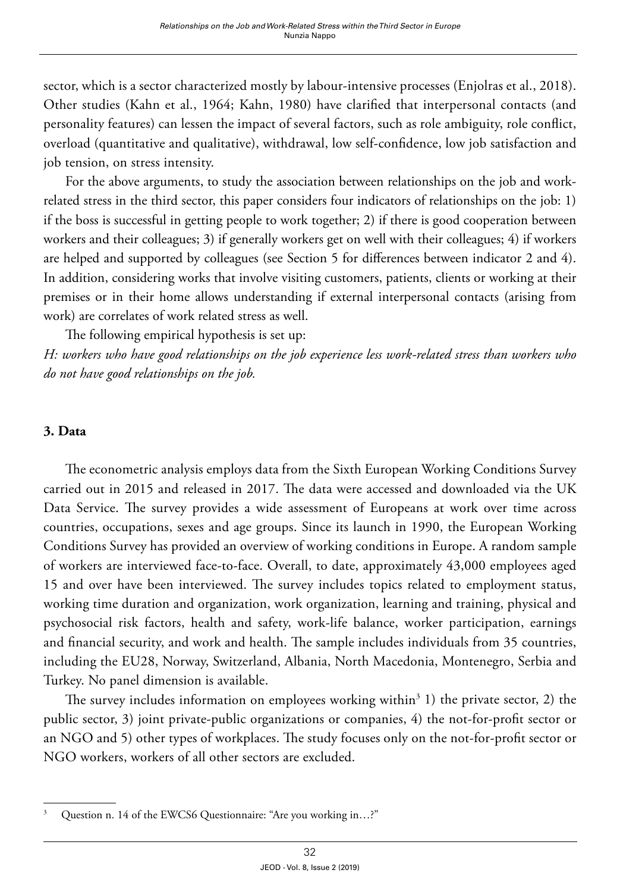sector, which is a sector characterized mostly by labour-intensive processes (Enjolras et al., 2018). Other studies (Kahn et al., 1964; Kahn, 1980) have clarified that interpersonal contacts (and personality features) can lessen the impact of several factors, such as role ambiguity, role conflict, overload (quantitative and qualitative), withdrawal, low self-confidence, low job satisfaction and job tension, on stress intensity.

For the above arguments, to study the association between relationships on the job and work-related stress in the third sector, this paper considers four indicators of relationships on the job: 1) if the boss is successful in getting people to work together; 2) if there is good cooperation between workers and their colleagues; 3) if generally workers get on well with their colleagues; 4) if workers are helped and supported by colleagues (see Section 5 for differences between indicator 2 and 4). In addition, considering works that involve visiting customers, patients, clients or working at their premises or in their home allows understanding if external interpersonal contacts (arising from work) are correlates of work related stress as well.

The following empirical hypothesis is set up:

*H: workers who have good relationships on the job experience less work-related stress than workers who do not have good relationships on the job.*

## 3. Data

The econometric analysis employs data from the Sixth European Working Conditions Survey carried out in 2015 and released in 2017. The data were accessed and downloaded via the UK Data Service. The survey provides a wide assessment of Europeans at work over time across countries, occupations, sexes and age groups. Since its launch in 1990, the European Working Conditions Survey has provided an overview of working conditions in Europe. A random sample of workers are interviewed face-to-face. Overall, to date, approximately 43,000 employees aged 15 and over have been interviewed. The survey includes topics related to employment status, working time duration and organization, work organization, learning and training, physical and psychosocial risk factors, health and safety, work-life balance, worker participation, earnings and financial security, and work and health. The sample includes individuals from 35 countries, including the EU28, Norway, Switzerland, Albania, North Macedonia, Montenegro, Serbia and Turkey. No panel dimension is available.

The survey includes information on employees working within[3] 1) the private sector, 2) the public sector, 3) joint private-public organizations or companies, 4) the not-for-profit sector or an NGO and 5) other types of workplaces. The study focuses only on the not-for-profit sector or NGO workers, workers of all other sectors are excluded.

[3] Question n. 14 of the EWCS6 Questionnaire: "Are you working in…?"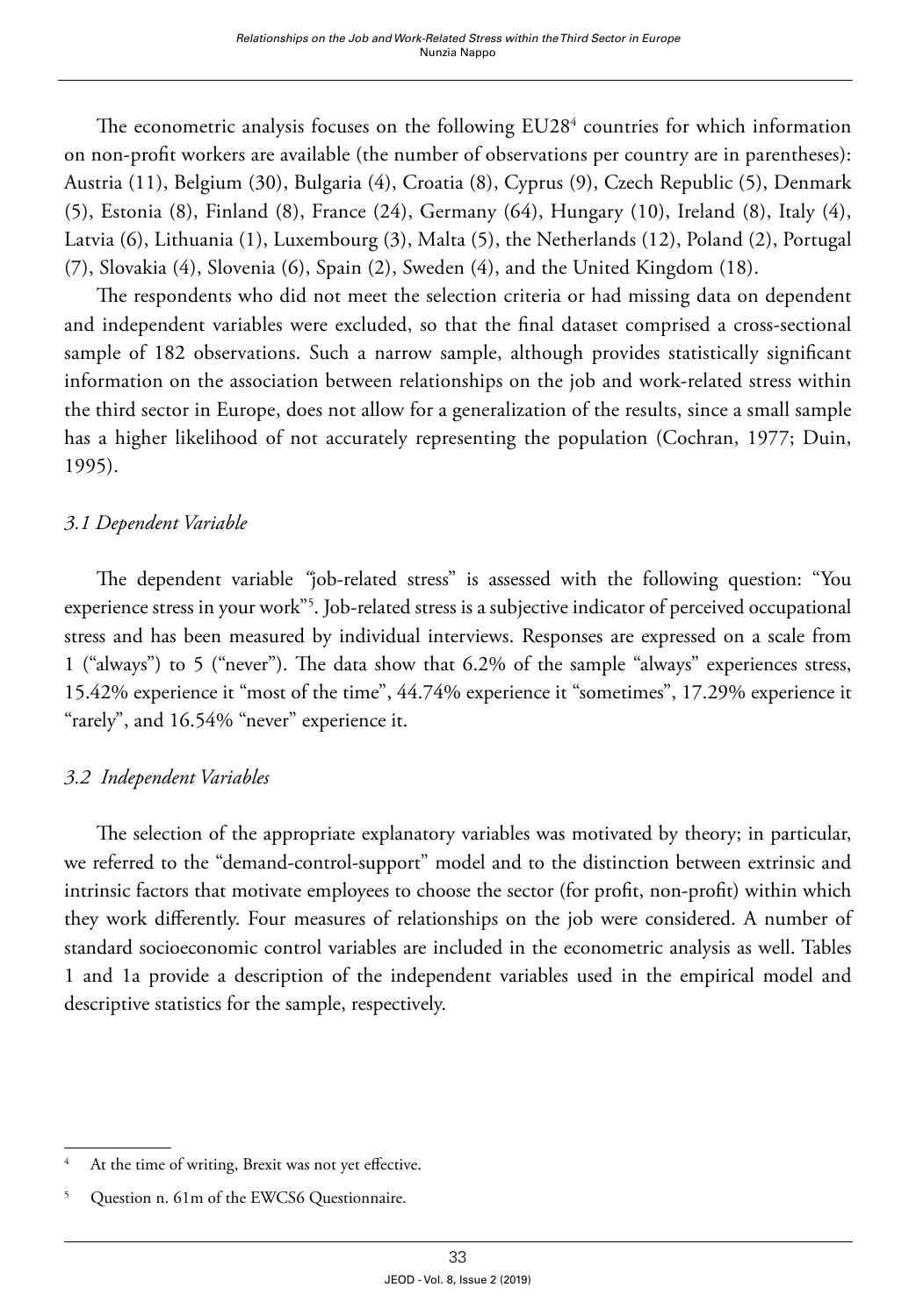The econometric analysis focuses on the following EU28[4] countries for which information on non-profit workers are available (the number of observations per country are in parentheses): Austria (11), Belgium (30), Bulgaria (4), Croatia (8), Cyprus (9), Czech Republic (5), Denmark (5), Estonia (8), Finland (8), France (24), Germany (64), Hungary (10), Ireland (8), Italy (4), Latvia (6), Lithuania (1), Luxembourg (3), Malta (5), the Netherlands (12), Poland (2), Portugal (7), Slovakia (4), Slovenia (6), Spain (2), Sweden (4), and the United Kingdom (18).

The respondents who did not meet the selection criteria or had missing data on dependent and independent variables were excluded, so that the final dataset comprised a cross-sectional sample of 182 observations. Such a narrow sample, although provides statistically significant information on the association between relationships on the job and work-related stress within the third sector in Europe, does not allow for a generalization of the results, since a small sample has a higher likelihood of not accurately representing the population (Cochran, 1977; Duin, 1995).

### *3.1 Dependent Variable*

The dependent variable "job-related stress" is assessed with the following question: "You experience stress in your work"[5]. Job-related stress is a subjective indicator of perceived occupational stress and has been measured by individual interviews. Responses are expressed on a scale from 1 ("always") to 5 ("never"). The data show that 6.2% of the sample "always" experiences stress, 15.42% experience it "most of the time", 44.74% experience it "sometimes", 17.29% experience it "rarely", and 16.54% "never" experience it.

### *3.2 Independent Variables*

The selection of the appropriate explanatory variables was motivated by theory; in particular, we referred to the "demand-control-support" model and to the distinction between extrinsic and intrinsic factors that motivate employees to choose the sector (for profit, non-profit) within which they work differently. Four measures of relationships on the job were considered. A number of standard socioeconomic control variables are included in the econometric analysis as well. Tables 1 and 1a provide a description of the independent variables used in the empirical model and descriptive statistics for the sample, respectively.

---

[4] At the time of writing, Brexit was not yet effective.

[5] Question n. 61m of the EWCS6 Questionnaire.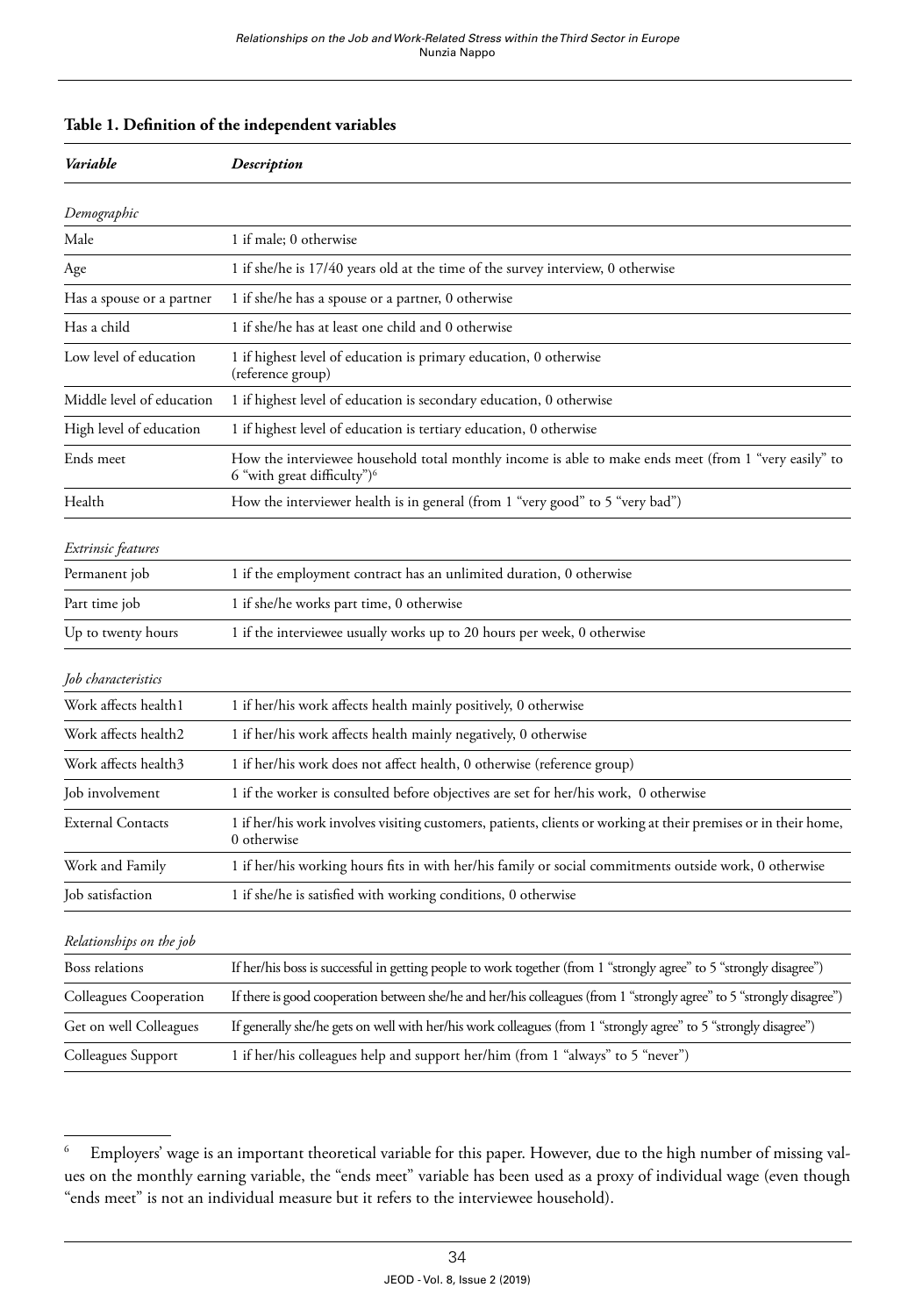**Table 1. Definition of the independent variables**

| *Variable* | *Description* |
|---|---|
| *Demographic* | |
| Male | 1 if male; 0 otherwise |
| Age | 1 if she/he is 17/40 years old at the time of the survey interview, 0 otherwise |
| Has a spouse or a partner | 1 if she/he has a spouse or a partner, 0 otherwise |
| Has a child | 1 if she/he has at least one child and 0 otherwise |
| Low level of education | 1 if highest level of education is primary education, 0 otherwise (reference group) |
| Middle level of education | 1 if highest level of education is secondary education, 0 otherwise |
| High level of education | 1 if highest level of education is tertiary education, 0 otherwise |
| Ends meet | How the interviewee household total monthly income is able to make ends meet (from 1 "very easily" to 6 "with great difficulty")[6] |
| Health | How the interviewer health is in general (from 1 "very good" to 5 "very bad") |
| *Extrinsic features* | |
| Permanent job | 1 if the employment contract has an unlimited duration, 0 otherwise |
| Part time job | 1 if she/he works part time, 0 otherwise |
| Up to twenty hours | 1 if the interviewee usually works up to 20 hours per week, 0 otherwise |
| *Job characteristics* | |
| Work affects health1 | 1 if her/his work affects health mainly positively, 0 otherwise |
| Work affects health2 | 1 if her/his work affects health mainly negatively, 0 otherwise |
| Work affects health3 | 1 if her/his work does not affect health, 0 otherwise (reference group) |
| Job involvement | 1 if the worker is consulted before objectives are set for her/his work, 0 otherwise |
| External Contacts | 1 if her/his work involves visiting customers, patients, clients or working at their premises or in their home, 0 otherwise |
| Work and Family | 1 if her/his working hours fits in with her/his family or social commitments outside work, 0 otherwise |
| Job satisfaction | 1 if she/he is satisfied with working conditions, 0 otherwise |
| *Relationships on the job* | |
| Boss relations | If her/his boss is successful in getting people to work together (from 1 "strongly agree" to 5 "strongly disagree") |
| Colleagues Cooperation | If there is good cooperation between she/he and her/his colleagues (from 1 "strongly agree" to 5 "strongly disagree") |
| Get on well Colleagues | If generally she/he gets on well with her/his work colleagues (from 1 "strongly agree" to 5 "strongly disagree") |
| Colleagues Support | 1 if her/his colleagues help and support her/him (from 1 "always" to 5 "never") |

[6] Employers' wage is an important theoretical variable for this paper. However, due to the high number of missing values on the monthly earning variable, the "ends meet" variable has been used as a proxy of individual wage (even though "ends meet" is not an individual measure but it refers to the interviewee household).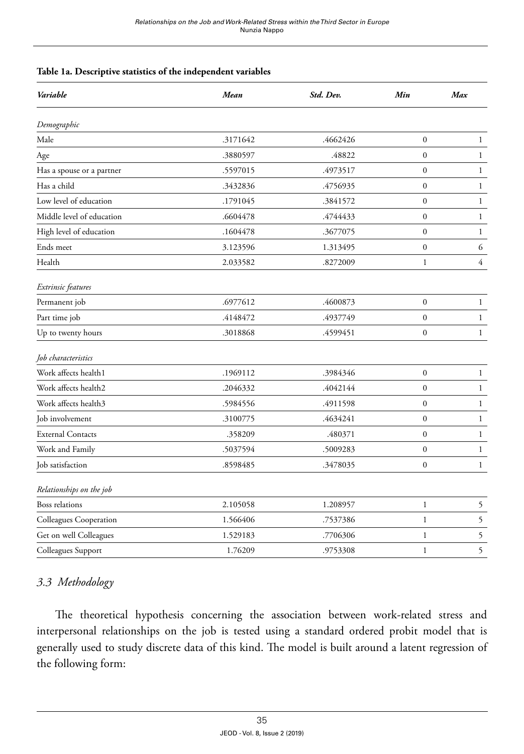**Table 1a. Descriptive statistics of the independent variables**

| *Variable* | *Mean* | *Std. Dev.* | *Min* | *Max* |
|---|---|---|---|---|
| *Demographic* | | | | |
| Male | .3171642 | .4662426 | 0 | 1 |
| Age | .3880597 | .48822 | 0 | 1 |
| Has a spouse or a partner | .5597015 | .4973517 | 0 | 1 |
| Has a child | .3432836 | .4756935 | 0 | 1 |
| Low level of education | .1791045 | .3841572 | 0 | 1 |
| Middle level of education | .6604478 | .4744433 | 0 | 1 |
| High level of education | .1604478 | .3677075 | 0 | 1 |
| Ends meet | 3.123596 | 1.313495 | 0 | 6 |
| Health | 2.033582 | .8272009 | 1 | 4 |
| *Extrinsic features* | | | | |
| Permanent job | .6977612 | .4600873 | 0 | 1 |
| Part time job | .4148472 | .4937749 | 0 | 1 |
| Up to twenty hours | .3018868 | .4599451 | 0 | 1 |
| *Job characteristics* | | | | |
| Work affects health1 | .1969112 | .3984346 | 0 | 1 |
| Work affects health2 | .2046332 | .4042144 | 0 | 1 |
| Work affects health3 | .5984556 | .4911598 | 0 | 1 |
| Job involvement | .3100775 | .4634241 | 0 | 1 |
| External Contacts | .358209 | .480371 | 0 | 1 |
| Work and Family | .5037594 | .5009283 | 0 | 1 |
| Job satisfaction | .8598485 | .3478035 | 0 | 1 |
| *Relationships on the job* | | | | |
| Boss relations | 2.105058 | 1.208957 | 1 | 5 |
| Colleagues Cooperation | 1.566406 | .7537386 | 1 | 5 |
| Get on well Colleagues | 1.529183 | .7706306 | 1 | 5 |
| Colleagues Support | 1.76209 | .9753308 | 1 | 5 |

### *3.3 Methodology*

The theoretical hypothesis concerning the association between work-related stress and interpersonal relationships on the job is tested using a standard ordered probit model that is generally used to study discrete data of this kind. The model is built around a latent regression of the following form: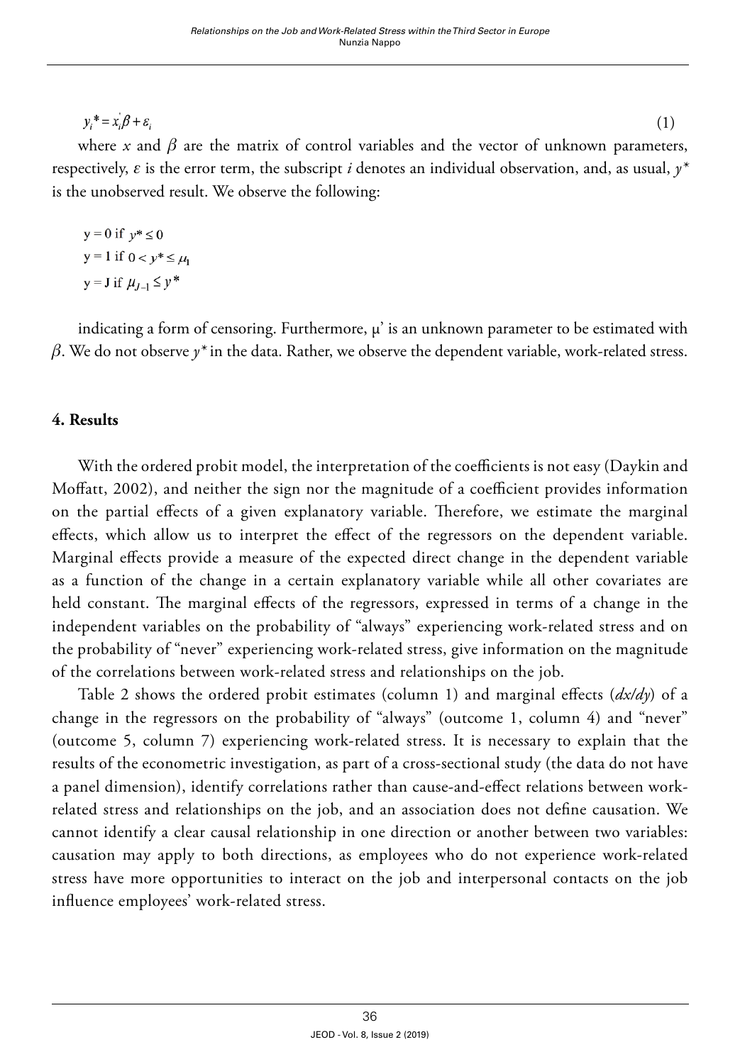$$y_i^* = x_i^{'}\beta + \varepsilon_i \qquad (1)$$

where $x$ and $\beta$ are the matrix of control variables and the vector of unknown parameters, respectively, $\varepsilon$ is the error term, the subscript $i$ denotes an individual observation, and, as usual, $y^*$ is the unobserved result. We observe the following:

$$y = 0 \text{ if } y^* \leq 0$$
$$y = 1 \text{ if } 0 < y^* \leq \mu_1$$
$$y = J \text{ if } \mu_{J-1} \leq y^*$$

indicating a form of censoring. Furthermore, μ' is an unknown parameter to be estimated with $\beta$. We do not observe $y^*$ in the data. Rather, we observe the dependent variable, work-related stress.

## 4. Results

With the ordered probit model, the interpretation of the coefficients is not easy (Daykin and Moffatt, 2002), and neither the sign nor the magnitude of a coefficient provides information on the partial effects of a given explanatory variable. Therefore, we estimate the marginal effects, which allow us to interpret the effect of the regressors on the dependent variable. Marginal effects provide a measure of the expected direct change in the dependent variable as a function of the change in a certain explanatory variable while all other covariates are held constant. The marginal effects of the regressors, expressed in terms of a change in the independent variables on the probability of "always" experiencing work-related stress and on the probability of "never" experiencing work-related stress, give information on the magnitude of the correlations between work-related stress and relationships on the job.

Table 2 shows the ordered probit estimates (column 1) and marginal effects (*dx/dy*) of a change in the regressors on the probability of "always" (outcome 1, column 4) and "never" (outcome 5, column 7) experiencing work-related stress. It is necessary to explain that the results of the econometric investigation, as part of a cross-sectional study (the data do not have a panel dimension), identify correlations rather than cause-and-effect relations between work-related stress and relationships on the job, and an association does not define causation. We cannot identify a clear causal relationship in one direction or another between two variables: causation may apply to both directions, as employees who do not experience work-related stress have more opportunities to interact on the job and interpersonal contacts on the job influence employees' work-related stress.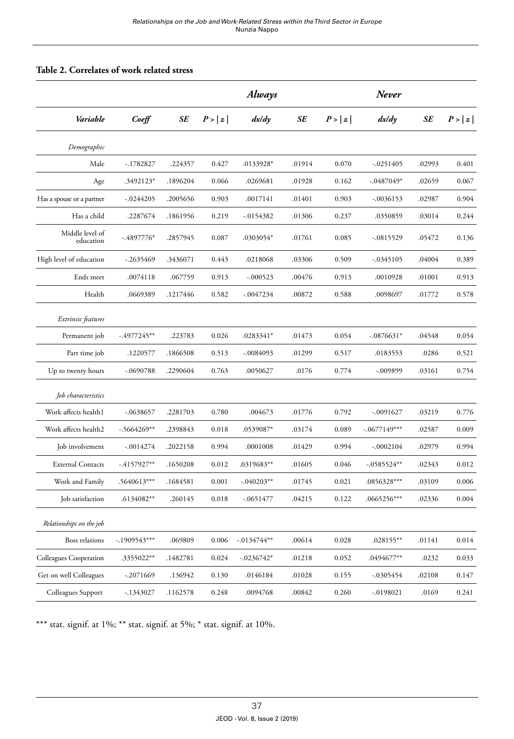**Table 2. Correlates of work related stress**

| | | | | *Always* | | | *Never* | | |
|---|---|---|---|---|---|---|---|---|---|
| ***Variable*** | ***Coeff*** | ***SE*** | ***P > \|z\|*** | ***dx/dy*** | ***SE*** | ***P > \|z\|*** | ***dx/dy*** | ***SE*** | ***P > \|z\|*** |
| *Demographic* | | | | | | | | | |
| Male | -.1782827 | .224357 | 0.427 | .0133928* | .01914 | 0.070 | -.0251405 | .02993 | 0.401 |
| Age | .3492123* | .1896204 | 0.066 | .0269681 | .01928 | 0.162 | -.0487049* | .02659 | 0.067 |
| Has a spouse or a partner | -.0244205 | .2005656 | 0.903 | .0017141 | .01401 | 0.903 | -.0036153 | .02987 | 0.904 |
| Has a child | .2287674 | .1861956 | 0.219 | -.0154382 | .01306 | 0.237 | .0350859 | .03014 | 0.244 |
| Middle level of education | -.4897776* | .2857945 | 0.087 | .0303054* | .01761 | 0.085 | -.0815529 | .05472 | 0.136 |
| High level of education | -.2635469 | .3436071 | 0.443 | .0218068 | .03306 | 0.509 | -.0345105 | .04004 | 0.389 |
| Ends meet | .0074118 | .067759 | 0.913 | -.000523 | .00476 | 0.913 | .0010928 | .01001 | 0.913 |
| Health | .0669389 | .1217446 | 0.582 | -.0047234 | .00872 | 0.588 | .0098697 | .01772 | 0.578 |
| *Extrinsic features* | | | | | | | | | |
| Permanent job | -.4977245** | .223783 | 0.026 | .0283341* | .01473 | 0.054 | -.0876631* | .04548 | 0.054 |
| Part time job | .1220577 | .1866508 | 0.513 | -.0084093 | .01299 | 0.517 | .0183553 | .0286 | 0.521 |
| Up to twenty hours | -.0690788 | .2290604 | 0.763 | .0050627 | .0176 | 0.774 | -.009899 | .03161 | 0.754 |
| *Job characteristics* | | | | | | | | | |
| Work affects health1 | -.0638657 | .2281703 | 0.780 | .004673 | .01776 | 0.792 | -.0091627 | .03219 | 0.776 |
| Work affects health2 | -.5664269** | .2398843 | 0.018 | .0539087* | .03174 | 0.089 | -.0677149*** | .02587 | 0.009 |
| Job involvement | -.0014274 | .2022158 | 0.994 | .0001008 | .01429 | 0.994 | -.0002104 | .02979 | 0.994 |
| External Contacts | -.4157927** | .1650208 | 0.012 | .0319683** | .01605 | 0.046 | -.0585524** | .02343 | 0.012 |
| Work and Family | .5640613*** | .1684581 | 0.001 | -.040203** | .01745 | 0.021 | .0856328*** | .03109 | 0.006 |
| Job satisfaction | .6134082** | .260145 | 0.018 | -.0651477 | .04215 | 0.122 | .0665256*** | .02336 | 0.004 |
| *Relationships on the job* | | | | | | | | | |
| Boss relations | -.1909543*** | .069809 | 0.006 | -.0134744** | .00614 | 0.028 | .028155** | .01141 | 0.014 |
| Colleagues Cooperation | .3355022** | .1482781 | 0.024 | -.0236742* | .01218 | 0.052 | .0494677** | .0232 | 0.033 |
| Get on well Colleagues | -.2071669 | .136942 | 0.130 | .0146184 | .01028 | 0.155 | -.0305454 | .02108 | 0.147 |
| Colleagues Support | -.1343027 | .1162578 | 0.248 | .0094768 | .00842 | 0.260 | -.0198021 | .0169 | 0.241 |

*** stat. signif. at 1%; ** stat. signif. at 5%; * stat. signif. at 10%.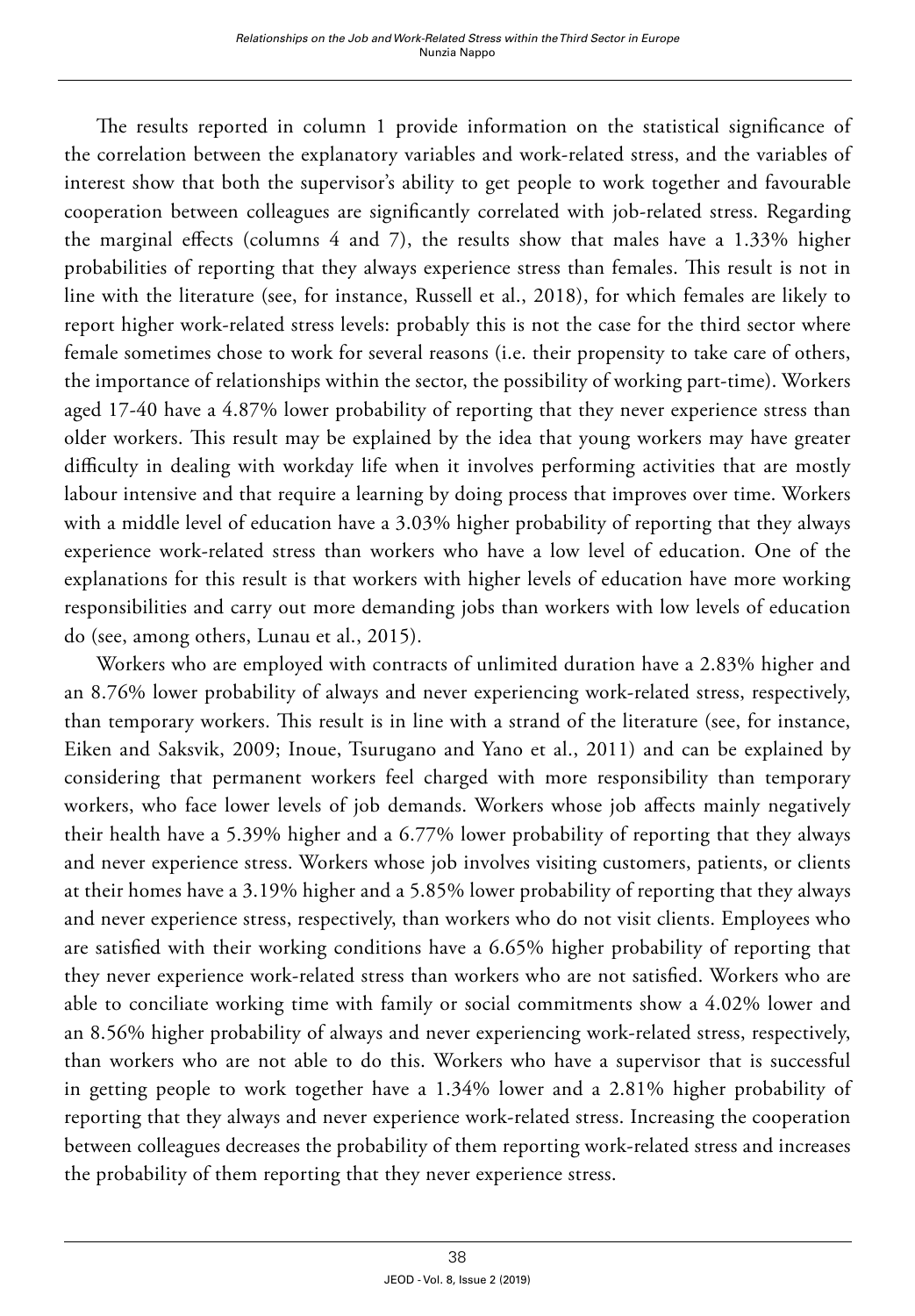The results reported in column 1 provide information on the statistical significance of the correlation between the explanatory variables and work-related stress, and the variables of interest show that both the supervisor's ability to get people to work together and favourable cooperation between colleagues are significantly correlated with job-related stress. Regarding the marginal effects (columns 4 and 7), the results show that males have a 1.33% higher probabilities of reporting that they always experience stress than females. This result is not in line with the literature (see, for instance, Russell et al., 2018), for which females are likely to report higher work-related stress levels: probably this is not the case for the third sector where female sometimes chose to work for several reasons (i.e. their propensity to take care of others, the importance of relationships within the sector, the possibility of working part-time). Workers aged 17-40 have a 4.87% lower probability of reporting that they never experience stress than older workers. This result may be explained by the idea that young workers may have greater difficulty in dealing with workday life when it involves performing activities that are mostly labour intensive and that require a learning by doing process that improves over time. Workers with a middle level of education have a 3.03% higher probability of reporting that they always experience work-related stress than workers who have a low level of education. One of the explanations for this result is that workers with higher levels of education have more working responsibilities and carry out more demanding jobs than workers with low levels of education do (see, among others, Lunau et al., 2015).

Workers who are employed with contracts of unlimited duration have a 2.83% higher and an 8.76% lower probability of always and never experiencing work-related stress, respectively, than temporary workers. This result is in line with a strand of the literature (see, for instance, Eiken and Saksvik, 2009; Inoue, Tsurugano and Yano et al., 2011) and can be explained by considering that permanent workers feel charged with more responsibility than temporary workers, who face lower levels of job demands. Workers whose job affects mainly negatively their health have a 5.39% higher and a 6.77% lower probability of reporting that they always and never experience stress. Workers whose job involves visiting customers, patients, or clients at their homes have a 3.19% higher and a 5.85% lower probability of reporting that they always and never experience stress, respectively, than workers who do not visit clients. Employees who are satisfied with their working conditions have a 6.65% higher probability of reporting that they never experience work-related stress than workers who are not satisfied. Workers who are able to conciliate working time with family or social commitments show a 4.02% lower and an 8.56% higher probability of always and never experiencing work-related stress, respectively, than workers who are not able to do this. Workers who have a supervisor that is successful in getting people to work together have a 1.34% lower and a 2.81% higher probability of reporting that they always and never experience work-related stress. Increasing the cooperation between colleagues decreases the probability of them reporting work-related stress and increases the probability of them reporting that they never experience stress.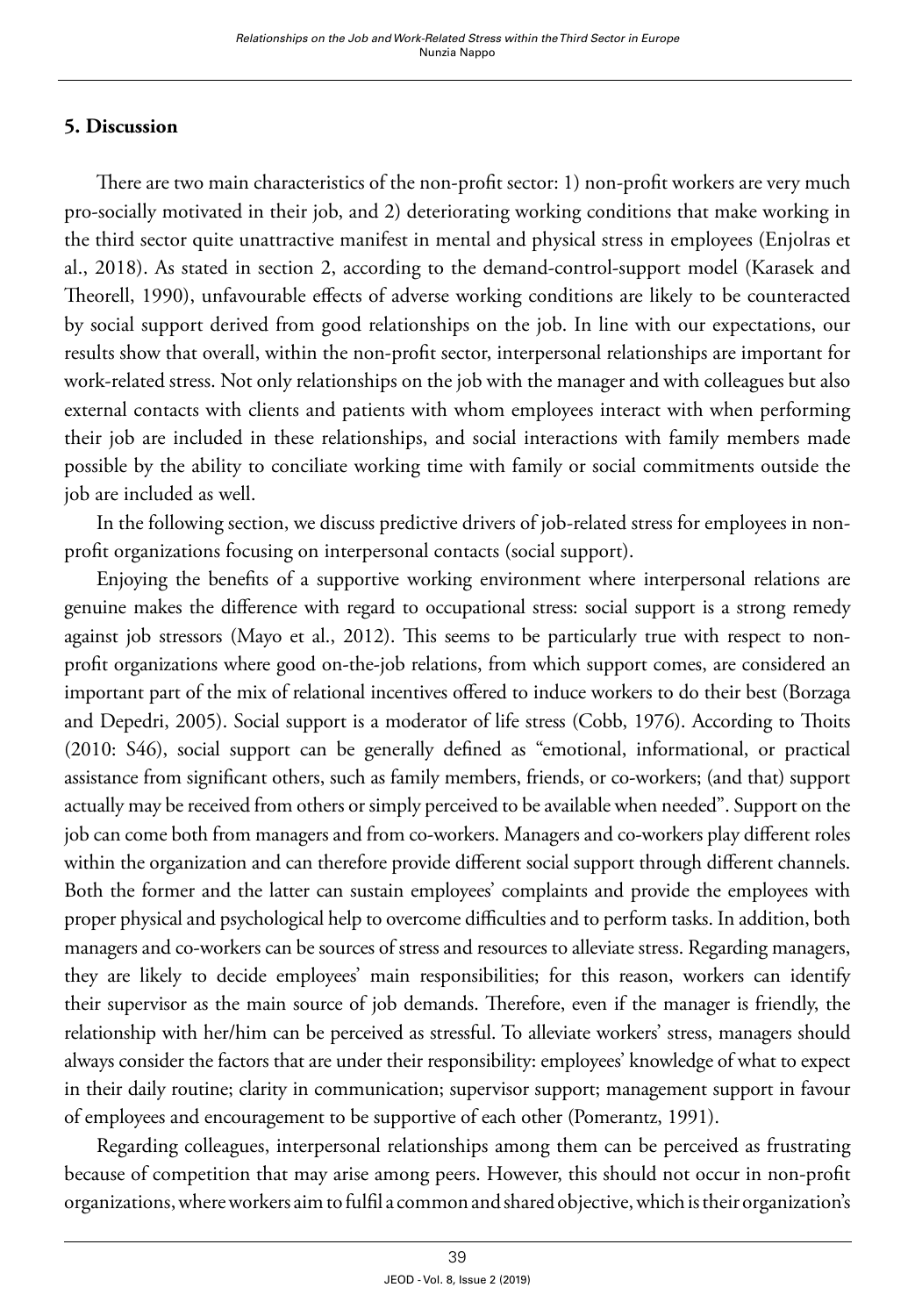## 5. Discussion

There are two main characteristics of the non-profit sector: 1) non-profit workers are very much pro-socially motivated in their job, and 2) deteriorating working conditions that make working in the third sector quite unattractive manifest in mental and physical stress in employees (Enjolras et al., 2018). As stated in section 2, according to the demand-control-support model (Karasek and Theorell, 1990), unfavourable effects of adverse working conditions are likely to be counteracted by social support derived from good relationships on the job. In line with our expectations, our results show that overall, within the non-profit sector, interpersonal relationships are important for work-related stress. Not only relationships on the job with the manager and with colleagues but also external contacts with clients and patients with whom employees interact with when performing their job are included in these relationships, and social interactions with family members made possible by the ability to conciliate working time with family or social commitments outside the job are included as well.

In the following section, we discuss predictive drivers of job-related stress for employees in non-profit organizations focusing on interpersonal contacts (social support).

Enjoying the benefits of a supportive working environment where interpersonal relations are genuine makes the difference with regard to occupational stress: social support is a strong remedy against job stressors (Mayo et al., 2012). This seems to be particularly true with respect to non-profit organizations where good on-the-job relations, from which support comes, are considered an important part of the mix of relational incentives offered to induce workers to do their best (Borzaga and Depedri, 2005). Social support is a moderator of life stress (Cobb, 1976). According to Thoits (2010: S46), social support can be generally defined as "emotional, informational, or practical assistance from significant others, such as family members, friends, or co-workers; (and that) support actually may be received from others or simply perceived to be available when needed". Support on the job can come both from managers and from co-workers. Managers and co-workers play different roles within the organization and can therefore provide different social support through different channels. Both the former and the latter can sustain employees' complaints and provide the employees with proper physical and psychological help to overcome difficulties and to perform tasks. In addition, both managers and co-workers can be sources of stress and resources to alleviate stress. Regarding managers, they are likely to decide employees' main responsibilities; for this reason, workers can identify their supervisor as the main source of job demands. Therefore, even if the manager is friendly, the relationship with her/him can be perceived as stressful. To alleviate workers' stress, managers should always consider the factors that are under their responsibility: employees' knowledge of what to expect in their daily routine; clarity in communication; supervisor support; management support in favour of employees and encouragement to be supportive of each other (Pomerantz, 1991).

Regarding colleagues, interpersonal relationships among them can be perceived as frustrating because of competition that may arise among peers. However, this should not occur in non-profit organizations, where workers aim to fulfil a common and shared objective, which is their organization's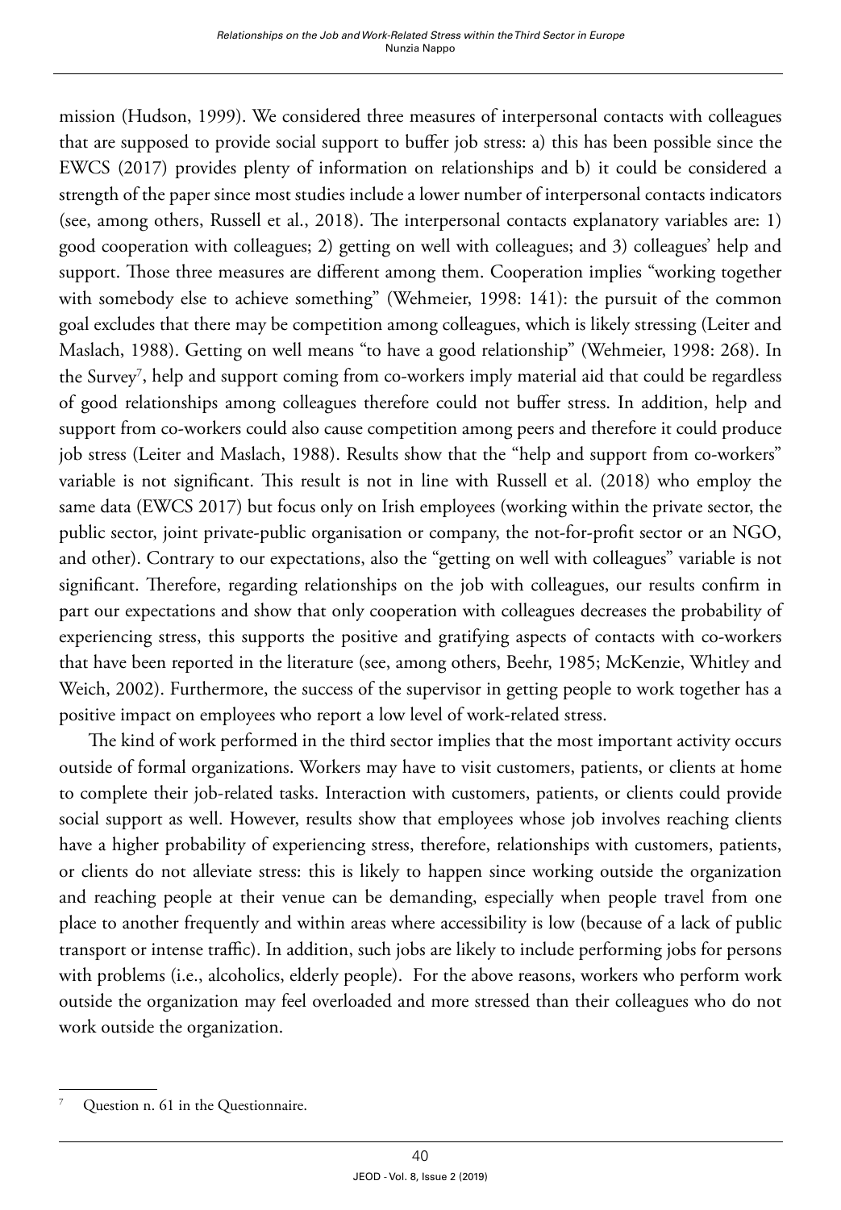mission (Hudson, 1999). We considered three measures of interpersonal contacts with colleagues that are supposed to provide social support to buffer job stress: a) this has been possible since the EWCS (2017) provides plenty of information on relationships and b) it could be considered a strength of the paper since most studies include a lower number of interpersonal contacts indicators (see, among others, Russell et al., 2018). The interpersonal contacts explanatory variables are: 1) good cooperation with colleagues; 2) getting on well with colleagues; and 3) colleagues' help and support. Those three measures are different among them. Cooperation implies "working together with somebody else to achieve something" (Wehmeier, 1998: 141): the pursuit of the common goal excludes that there may be competition among colleagues, which is likely stressing (Leiter and Maslach, 1988). Getting on well means "to have a good relationship" (Wehmeier, 1998: 268). In the Survey[7], help and support coming from co-workers imply material aid that could be regardless of good relationships among colleagues therefore could not buffer stress. In addition, help and support from co-workers could also cause competition among peers and therefore it could produce job stress (Leiter and Maslach, 1988). Results show that the "help and support from co-workers" variable is not significant. This result is not in line with Russell et al. (2018) who employ the same data (EWCS 2017) but focus only on Irish employees (working within the private sector, the public sector, joint private-public organisation or company, the not-for-profit sector or an NGO, and other). Contrary to our expectations, also the "getting on well with colleagues" variable is not significant. Therefore, regarding relationships on the job with colleagues, our results confirm in part our expectations and show that only cooperation with colleagues decreases the probability of experiencing stress, this supports the positive and gratifying aspects of contacts with co-workers that have been reported in the literature (see, among others, Beehr, 1985; McKenzie, Whitley and Weich, 2002). Furthermore, the success of the supervisor in getting people to work together has a positive impact on employees who report a low level of work-related stress.

The kind of work performed in the third sector implies that the most important activity occurs outside of formal organizations. Workers may have to visit customers, patients, or clients at home to complete their job-related tasks. Interaction with customers, patients, or clients could provide social support as well. However, results show that employees whose job involves reaching clients have a higher probability of experiencing stress, therefore, relationships with customers, patients, or clients do not alleviate stress: this is likely to happen since working outside the organization and reaching people at their venue can be demanding, especially when people travel from one place to another frequently and within areas where accessibility is low (because of a lack of public transport or intense traffic). In addition, such jobs are likely to include performing jobs for persons with problems (i.e., alcoholics, elderly people). For the above reasons, workers who perform work outside the organization may feel overloaded and more stressed than their colleagues who do not work outside the organization.

[7] Question n. 61 in the Questionnaire.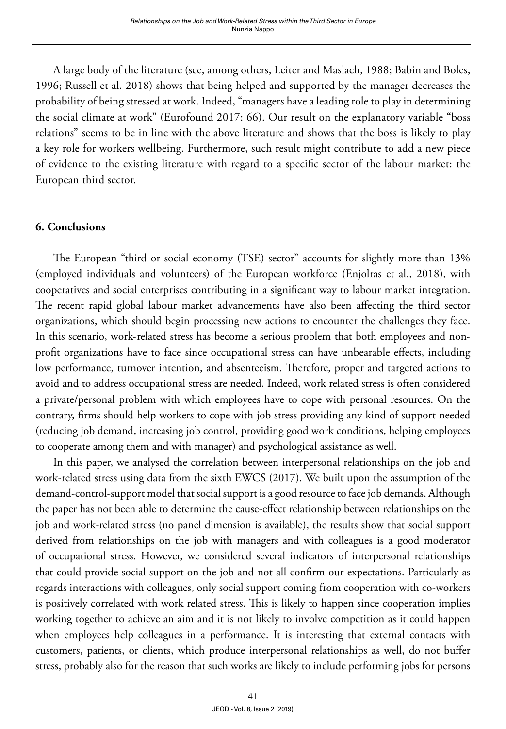A large body of the literature (see, among others, Leiter and Maslach, 1988; Babin and Boles, 1996; Russell et al. 2018) shows that being helped and supported by the manager decreases the probability of being stressed at work. Indeed, "managers have a leading role to play in determining the social climate at work" (Eurofound 2017: 66). Our result on the explanatory variable "boss relations" seems to be in line with the above literature and shows that the boss is likely to play a key role for workers wellbeing. Furthermore, such result might contribute to add a new piece of evidence to the existing literature with regard to a specific sector of the labour market: the European third sector.

## 6. Conclusions

The European "third or social economy (TSE) sector" accounts for slightly more than 13% (employed individuals and volunteers) of the European workforce (Enjolras et al., 2018), with cooperatives and social enterprises contributing in a significant way to labour market integration. The recent rapid global labour market advancements have also been affecting the third sector organizations, which should begin processing new actions to encounter the challenges they face. In this scenario, work-related stress has become a serious problem that both employees and non-profit organizations have to face since occupational stress can have unbearable effects, including low performance, turnover intention, and absenteeism. Therefore, proper and targeted actions to avoid and to address occupational stress are needed. Indeed, work related stress is often considered a private/personal problem with which employees have to cope with personal resources. On the contrary, firms should help workers to cope with job stress providing any kind of support needed (reducing job demand, increasing job control, providing good work conditions, helping employees to cooperate among them and with manager) and psychological assistance as well.

In this paper, we analysed the correlation between interpersonal relationships on the job and work-related stress using data from the sixth EWCS (2017). We built upon the assumption of the demand-control-support model that social support is a good resource to face job demands. Although the paper has not been able to determine the cause-effect relationship between relationships on the job and work-related stress (no panel dimension is available), the results show that social support derived from relationships on the job with managers and with colleagues is a good moderator of occupational stress. However, we considered several indicators of interpersonal relationships that could provide social support on the job and not all confirm our expectations. Particularly as regards interactions with colleagues, only social support coming from cooperation with co-workers is positively correlated with work related stress. This is likely to happen since cooperation implies working together to achieve an aim and it is not likely to involve competition as it could happen when employees help colleagues in a performance. It is interesting that external contacts with customers, patients, or clients, which produce interpersonal relationships as well, do not buffer stress, probably also for the reason that such works are likely to include performing jobs for persons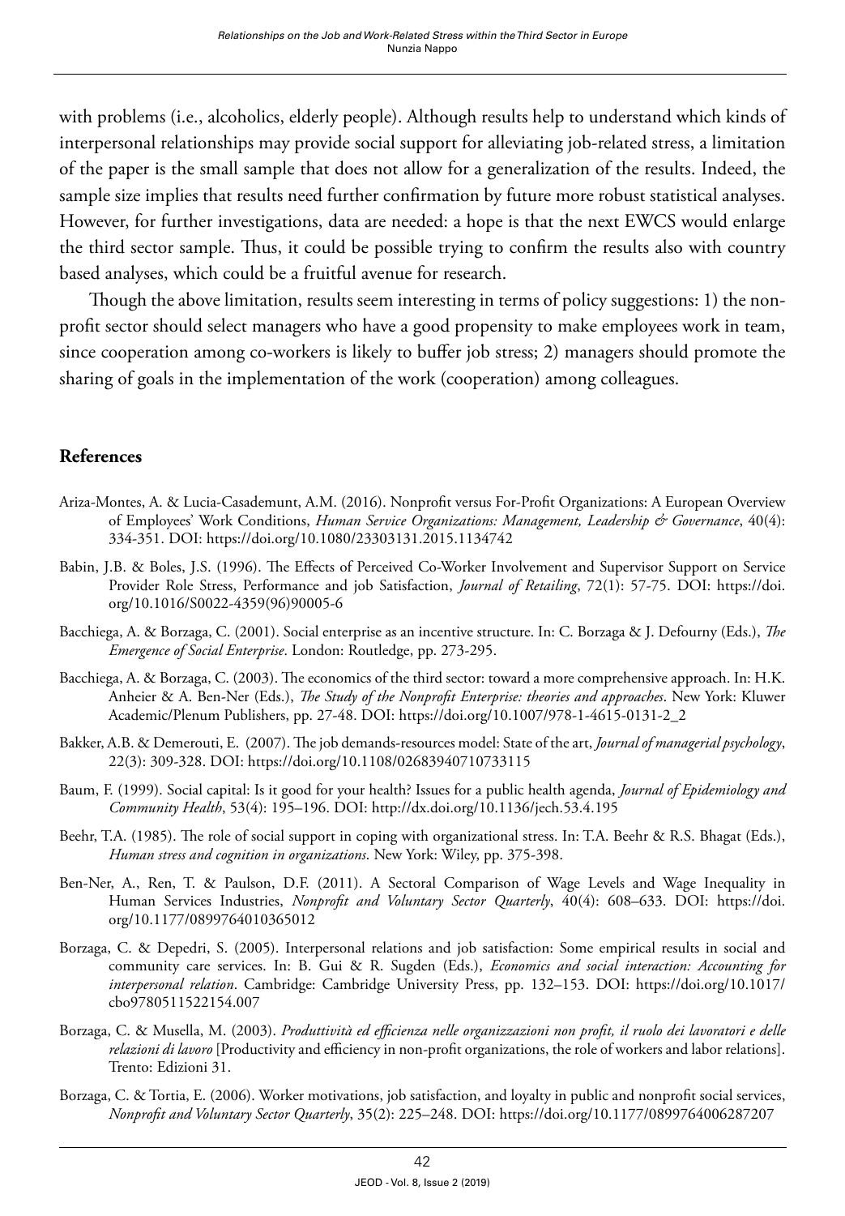with problems (i.e., alcoholics, elderly people). Although results help to understand which kinds of interpersonal relationships may provide social support for alleviating job-related stress, a limitation of the paper is the small sample that does not allow for a generalization of the results. Indeed, the sample size implies that results need further confirmation by future more robust statistical analyses. However, for further investigations, data are needed: a hope is that the next EWCS would enlarge the third sector sample. Thus, it could be possible trying to confirm the results also with country based analyses, which could be a fruitful avenue for research.

Though the above limitation, results seem interesting in terms of policy suggestions: 1) the non-profit sector should select managers who have a good propensity to make employees work in team, since cooperation among co-workers is likely to buffer job stress; 2) managers should promote the sharing of goals in the implementation of the work (cooperation) among colleagues.

## References

Ariza-Montes, A. & Lucia-Casademunt, A.M. (2016). Nonprofit versus For-Profit Organizations: A European Overview of Employees' Work Conditions, *Human Service Organizations: Management, Leadership & Governance*, 40(4): 334-351. DOI: https://doi.org/10.1080/23303131.2015.1134742

Babin, J.B. & Boles, J.S. (1996). The Effects of Perceived Co-Worker Involvement and Supervisor Support on Service Provider Role Stress, Performance and job Satisfaction, *Journal of Retailing*, 72(1): 57-75. DOI: https://doi.org/10.1016/S0022-4359(96)90005-6

Bacchiega, A. & Borzaga, C. (2001). Social enterprise as an incentive structure. In: C. Borzaga & J. Defourny (Eds.), *The Emergence of Social Enterprise*. London: Routledge, pp. 273-295.

Bacchiega, A. & Borzaga, C. (2003). The economics of the third sector: toward a more comprehensive approach. In: H.K. Anheier & A. Ben-Ner (Eds.), *The Study of the Nonprofit Enterprise: theories and approaches*. New York: Kluwer Academic/Plenum Publishers, pp. 27-48. DOI: https://doi.org/10.1007/978-1-4615-0131-2_2

Bakker, A.B. & Demerouti, E. (2007). The job demands-resources model: State of the art, *Journal of managerial psychology*, 22(3): 309-328. DOI: https://doi.org/10.1108/02683940710733115

Baum, F. (1999). Social capital: Is it good for your health? Issues for a public health agenda, *Journal of Epidemiology and Community Health*, 53(4): 195–196. DOI: http://dx.doi.org/10.1136/jech.53.4.195

Beehr, T.A. (1985). The role of social support in coping with organizational stress. In: T.A. Beehr & R.S. Bhagat (Eds.), *Human stress and cognition in organizations*. New York: Wiley, pp. 375-398.

Ben-Ner, A., Ren, T. & Paulson, D.F. (2011). A Sectoral Comparison of Wage Levels and Wage Inequality in Human Services Industries, *Nonprofit and Voluntary Sector Quarterly*, 40(4): 608–633. DOI: https://doi.org/10.1177/0899764010365012

Borzaga, C. & Depedri, S. (2005). Interpersonal relations and job satisfaction: Some empirical results in social and community care services. In: B. Gui & R. Sugden (Eds.), *Economics and social interaction: Accounting for interpersonal relation*. Cambridge: Cambridge University Press, pp. 132–153. DOI: https://doi.org/10.1017/cbo9780511522154.007

Borzaga, C. & Musella, M. (2003). *Produttività ed efficienza nelle organizzazioni non profit, il ruolo dei lavoratori e delle relazioni di lavoro* [Productivity and efficiency in non-profit organizations, the role of workers and labor relations]. Trento: Edizioni 31.

Borzaga, C. & Tortia, E. (2006). Worker motivations, job satisfaction, and loyalty in public and nonprofit social services, *Nonprofit and Voluntary Sector Quarterly*, 35(2): 225–248. DOI: https://doi.org/10.1177/0899764006287207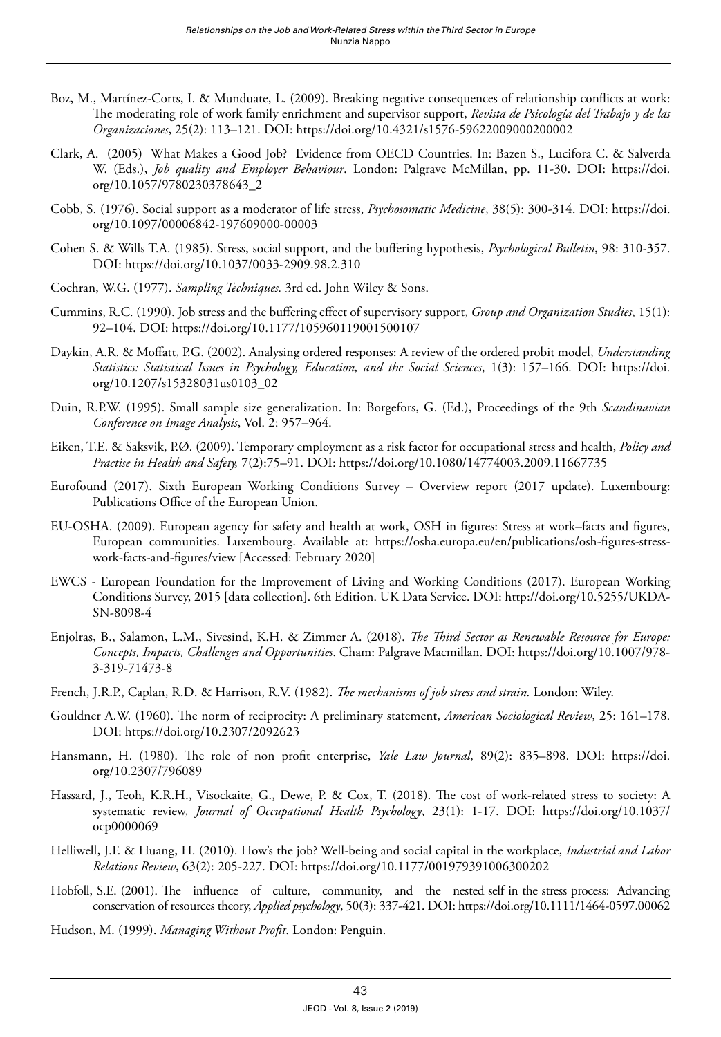Boz, M., Martínez-Corts, I. & Munduate, L. (2009). Breaking negative consequences of relationship conflicts at work: The moderating role of work family enrichment and supervisor support, *Revista de Psicología del Trabajo y de las Organizaciones*, 25(2): 113–121. DOI: https://doi.org/10.4321/s1576-59622009000200002

Clark, A. (2005) What Makes a Good Job? Evidence from OECD Countries. In: Bazen S., Lucifora C. & Salverda W. (Eds.), *Job quality and Employer Behaviour*. London: Palgrave McMillan, pp. 11-30. DOI: https://doi.org/10.1057/9780230378643_2

Cobb, S. (1976). Social support as a moderator of life stress, *Psychosomatic Medicine*, 38(5): 300-314. DOI: https://doi.org/10.1097/00006842-197609000-00003

Cohen S. & Wills T.A. (1985). Stress, social support, and the buffering hypothesis, *Psychological Bulletin*, 98: 310-357. DOI: https://doi.org/10.1037/0033-2909.98.2.310

Cochran, W.G. (1977). *Sampling Techniques.* 3rd ed. John Wiley & Sons.

Cummins, R.C. (1990). Job stress and the buffering effect of supervisory support, *Group and Organization Studies*, 15(1): 92–104. DOI: https://doi.org/10.1177/105960119001500107

Daykin, A.R. & Moffatt, P.G. (2002). Analysing ordered responses: A review of the ordered probit model, *Understanding Statistics: Statistical Issues in Psychology, Education, and the Social Sciences*, 1(3): 157–166. DOI: https://doi.org/10.1207/s15328031us0103_02

Duin, R.P.W. (1995). Small sample size generalization. In: Borgefors, G. (Ed.), Proceedings of the 9th *Scandinavian Conference on Image Analysis*, Vol. 2: 957–964.

Eiken, T.E. & Saksvik, P.Ø. (2009). Temporary employment as a risk factor for occupational stress and health, *Policy and Practise in Health and Safety,* 7(2):75–91. DOI: https://doi.org/10.1080/14774003.2009.11667735

Eurofound (2017). Sixth European Working Conditions Survey – Overview report (2017 update). Luxembourg: Publications Office of the European Union.

EU-OSHA. (2009). European agency for safety and health at work, OSH in figures: Stress at work–facts and figures, European communities. Luxembourg. Available at: https://osha.europa.eu/en/publications/osh-figures-stress-work-facts-and-figures/view [Accessed: February 2020]

EWCS - European Foundation for the Improvement of Living and Working Conditions (2017). European Working Conditions Survey, 2015 [data collection]. 6th Edition. UK Data Service. DOI: http://doi.org/10.5255/UKDA-SN-8098-4

Enjolras, B., Salamon, L.M., Sivesind, K.H. & Zimmer A. (2018). *The Third Sector as Renewable Resource for Europe: Concepts, Impacts, Challenges and Opportunities*. Cham: Palgrave Macmillan. DOI: https://doi.org/10.1007/978-3-319-71473-8

French, J.R.P., Caplan, R.D. & Harrison, R.V. (1982). *The mechanisms of job stress and strain.* London: Wiley.

Gouldner A.W. (1960). The norm of reciprocity: A preliminary statement, *American Sociological Review*, 25: 161–178. DOI: https://doi.org/10.2307/2092623

Hansmann, H. (1980). The role of non profit enterprise, *Yale Law Journal*, 89(2): 835–898. DOI: https://doi.org/10.2307/796089

Hassard, J., Teoh, K.R.H., Visockaite, G., Dewe, P. & Cox, T. (2018). The cost of work-related stress to society: A systematic review, *Journal of Occupational Health Psychology*, 23(1): 1-17. DOI: https://doi.org/10.1037/ocp0000069

Helliwell, J.F. & Huang, H. (2010). How's the job? Well-being and social capital in the workplace, *Industrial and Labor Relations Review*, 63(2): 205-227. DOI: https://doi.org/10.1177/001979391006300202

Hobfoll, S.E. (2001). The influence of culture, community, and the nested self in the stress process: Advancing conservation of resources theory, *Applied psychology*, 50(3): 337-421. DOI: https://doi.org/10.1111/1464-0597.00062

Hudson, M. (1999). *Managing Without Profit*. London: Penguin.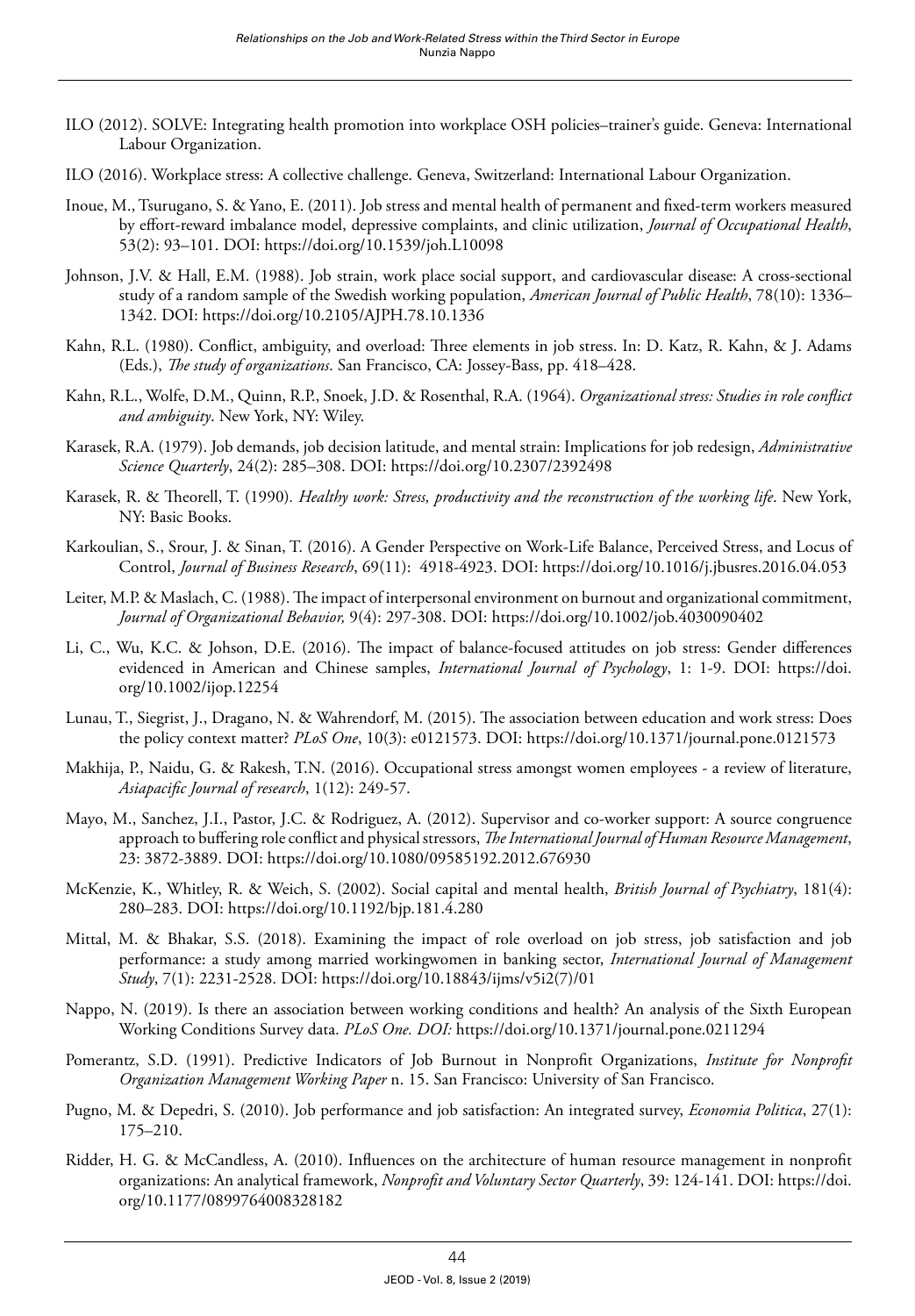ILO (2012). SOLVE: Integrating health promotion into workplace OSH policies–trainer's guide. Geneva: International Labour Organization.

ILO (2016). Workplace stress: A collective challenge. Geneva, Switzerland: International Labour Organization.

Inoue, M., Tsurugano, S. & Yano, E. (2011). Job stress and mental health of permanent and fixed-term workers measured by effort-reward imbalance model, depressive complaints, and clinic utilization, *Journal of Occupational Health*, 53(2): 93–101. DOI: https://doi.org/10.1539/joh.L10098

Johnson, J.V. & Hall, E.M. (1988). Job strain, work place social support, and cardiovascular disease: A cross-sectional study of a random sample of the Swedish working population, *American Journal of Public Health*, 78(10): 1336–1342. DOI: https://doi.org/10.2105/AJPH.78.10.1336

Kahn, R.L. (1980). Conflict, ambiguity, and overload: Three elements in job stress. In: D. Katz, R. Kahn, & J. Adams (Eds.), *The study of organizations*. San Francisco, CA: Jossey-Bass, pp. 418–428.

Kahn, R.L., Wolfe, D.M., Quinn, R.P., Snoek, J.D. & Rosenthal, R.A. (1964). *Organizational stress: Studies in role conflict and ambiguity*. New York, NY: Wiley.

Karasek, R.A. (1979). Job demands, job decision latitude, and mental strain: Implications for job redesign, *Administrative Science Quarterly*, 24(2): 285–308. DOI: https://doi.org/10.2307/2392498

Karasek, R. & Theorell, T. (1990). *Healthy work: Stress, productivity and the reconstruction of the working life*. New York, NY: Basic Books.

Karkoulian, S., Srour, J. & Sinan, T. (2016). A Gender Perspective on Work-Life Balance, Perceived Stress, and Locus of Control, *Journal of Business Research*, 69(11): 4918-4923. DOI: https://doi.org/10.1016/j.jbusres.2016.04.053

Leiter, M.P. & Maslach, C. (1988). The impact of interpersonal environment on burnout and organizational commitment, *Journal of Organizational Behavior,* 9(4): 297-308. DOI: https://doi.org/10.1002/job.4030090402

Li, C., Wu, K.C. & Johson, D.E. (2016). The impact of balance-focused attitudes on job stress: Gender differences evidenced in American and Chinese samples, *International Journal of Psychology*, 1: 1-9. DOI: https://doi.org/10.1002/ijop.12254

Lunau, T., Siegrist, J., Dragano, N. & Wahrendorf, M. (2015). The association between education and work stress: Does the policy context matter? *PLoS One*, 10(3): e0121573. DOI: https://doi.org/10.1371/journal.pone.0121573

Makhija, P., Naidu, G. & Rakesh, T.N. (2016). Occupational stress amongst women employees - a review of literature, *Asiapacific Journal of research*, 1(12): 249-57.

Mayo, M., Sanchez, J.I., Pastor, J.C. & Rodriguez, A. (2012). Supervisor and co-worker support: A source congruence approach to buffering role conflict and physical stressors, *The International Journal of Human Resource Management*, 23: 3872-3889. DOI: https://doi.org/10.1080/09585192.2012.676930

McKenzie, K., Whitley, R. & Weich, S. (2002). Social capital and mental health, *British Journal of Psychiatry*, 181(4): 280–283. DOI: https://doi.org/10.1192/bjp.181.4.280

Mittal, M. & Bhakar, S.S. (2018). Examining the impact of role overload on job stress, job satisfaction and job performance: a study among married workingwomen in banking sector, *International Journal of Management Study*, 7(1): 2231-2528. DOI: https://doi.org/10.18843/ijms/v5i2(7)/01

Nappo, N. (2019). Is there an association between working conditions and health? An analysis of the Sixth European Working Conditions Survey data. *PLoS One. DOI:* https://doi.org/10.1371/journal.pone.0211294

Pomerantz, S.D. (1991). Predictive Indicators of Job Burnout in Nonprofit Organizations, *Institute for Nonprofit Organization Management Working Paper* n. 15. San Francisco: University of San Francisco.

Pugno, M. & Depedri, S. (2010). Job performance and job satisfaction: An integrated survey, *Economia Politica*, 27(1): 175–210.

Ridder, H. G. & McCandless, A. (2010). Influences on the architecture of human resource management in nonprofit organizations: An analytical framework, *Nonprofit and Voluntary Sector Quarterly*, 39: 124-141. DOI: https://doi.org/10.1177/0899764008328182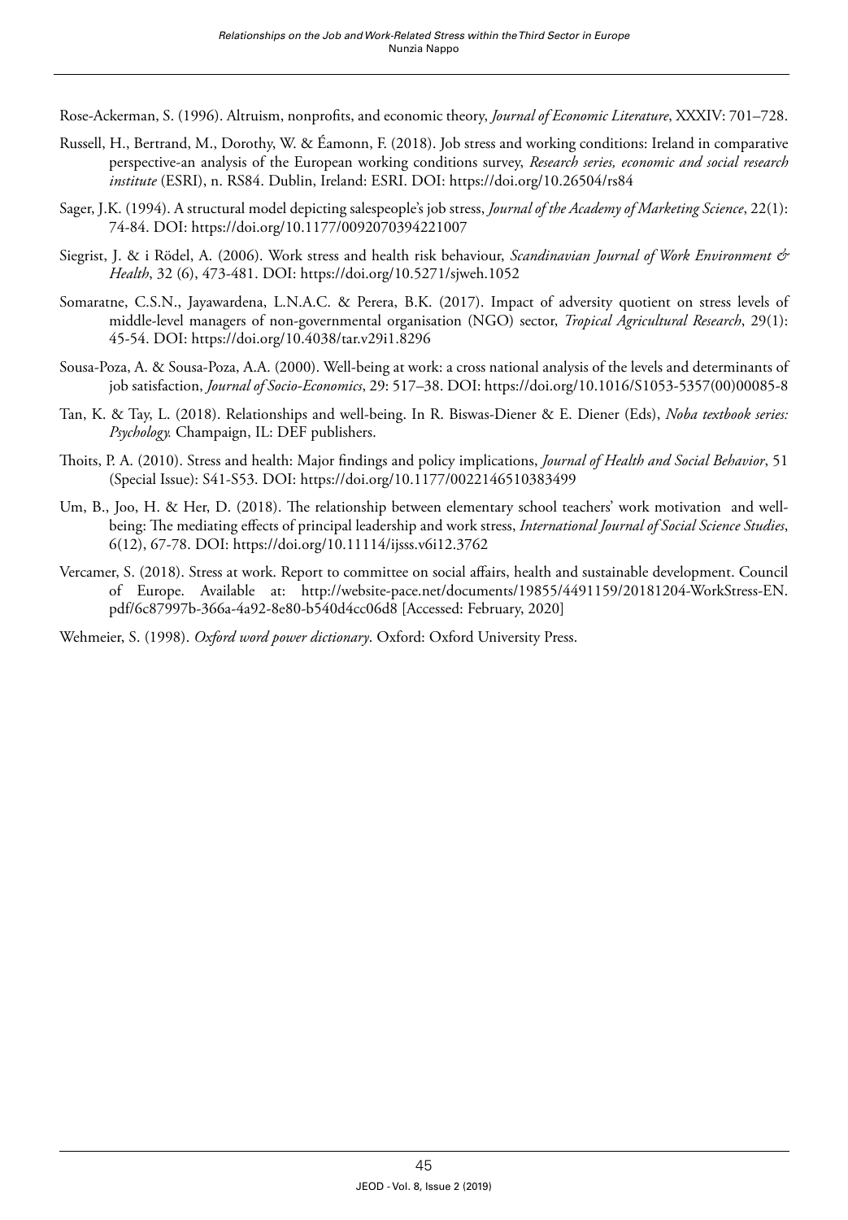Rose-Ackerman, S. (1996). Altruism, nonprofits, and economic theory, *Journal of Economic Literature*, XXXIV: 701–728.

Russell, H., Bertrand, M., Dorothy, W. & Éamonn, F. (2018). Job stress and working conditions: Ireland in comparative perspective-an analysis of the European working conditions survey, *Research series, economic and social research institute* (ESRI), n. RS84. Dublin, Ireland: ESRI. DOI: https://doi.org/10.26504/rs84

Sager, J.K. (1994). A structural model depicting salespeople's job stress, *Journal of the Academy of Marketing Science*, 22(1): 74-84. DOI: https://doi.org/10.1177/0092070394221007

Siegrist, J. & i Rödel, A. (2006). Work stress and health risk behaviour, *Scandinavian Journal of Work Environment & Health*, 32 (6), 473-481. DOI: https://doi.org/10.5271/sjweh.1052

Somaratne, C.S.N., Jayawardena, L.N.A.C. & Perera, B.K. (2017). Impact of adversity quotient on stress levels of middle-level managers of non-governmental organisation (NGO) sector, *Tropical Agricultural Research*, 29(1): 45-54. DOI: https://doi.org/10.4038/tar.v29i1.8296

Sousa-Poza, A. & Sousa-Poza, A.A. (2000). Well-being at work: a cross national analysis of the levels and determinants of job satisfaction, *Journal of Socio-Economics*, 29: 517–38. DOI: https://doi.org/10.1016/S1053-5357(00)00085-8

Tan, K. & Tay, L. (2018). Relationships and well-being. In R. Biswas-Diener & E. Diener (Eds), *Noba textbook series: Psychology.* Champaign, IL: DEF publishers.

Thoits, P. A. (2010). Stress and health: Major findings and policy implications, *Journal of Health and Social Behavior*, 51 (Special Issue): S41-S53. DOI: https://doi.org/10.1177/0022146510383499

Um, B., Joo, H. & Her, D. (2018). The relationship between elementary school teachers' work motivation and well-being: The mediating effects of principal leadership and work stress, *International Journal of Social Science Studies*, 6(12), 67-78. DOI: https://doi.org/10.11114/ijsss.v6i12.3762

Vercamer, S. (2018). Stress at work. Report to committee on social affairs, health and sustainable development. Council of Europe. Available at: http://website-pace.net/documents/19855/4491159/20181204-WorkStress-EN.pdf/6c87997b-366a-4a92-8e80-b540d4cc06d8 [Accessed: February, 2020]

Wehmeier, S. (1998). *Oxford word power dictionary*. Oxford: Oxford University Press.